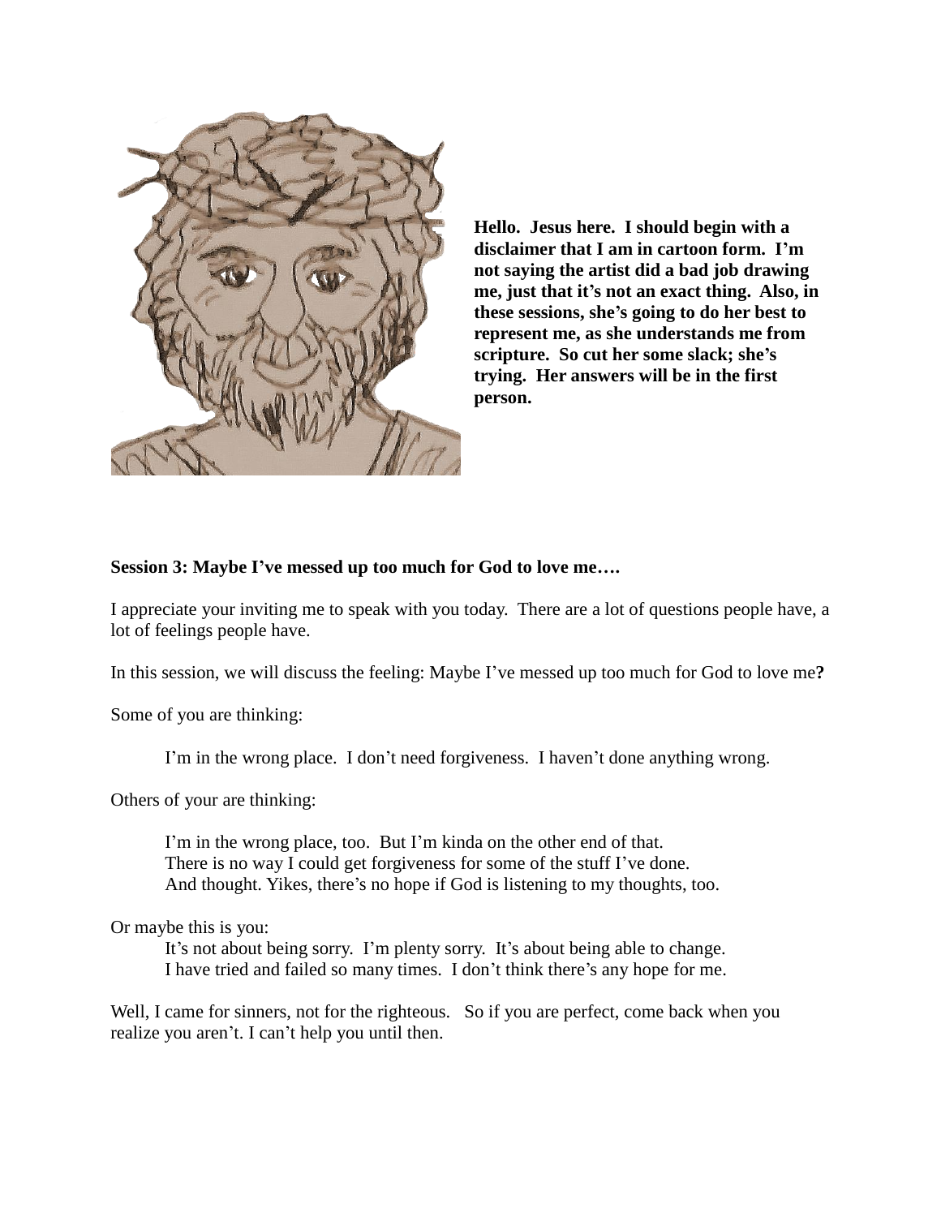**Hello. Jesus here. I should begin with a disclaimer that I am in cartoon form. I'm not saying the artist did a bad job drawing me, just that it's not an exact thing. Also, in these sessions, she's going to do her best to represent me, as she understands me from scripture. So cut her some slack; she's trying. Her answers will be in the first person.**

**Session 3: Maybe I've messed up too much for God to love me….**

I appreciate your inviting me to speak with you today. There are a lot of questions people have, a lot of feelings people have.

In this session, we will discuss the feeling: Maybe I've messed up too much for God to love me**?**

Some of you are thinking:

> I'm in the wrong place. I don't need forgiveness. I haven't done anything wrong.

Others of your are thinking:

> I'm in the wrong place, too. But I'm kinda on the other end of that.
> There is no way I could get forgiveness for some of the stuff I've done.
> And thought. Yikes, there's no hope if God is listening to my thoughts, too.

Or maybe this is you:

> It's not about being sorry. I'm plenty sorry. It's about being able to change.
> I have tried and failed so many times. I don't think there's any hope for me.

Well, I came for sinners, not for the righteous. So if you are perfect, come back when you realize you aren't. I can't help you until then.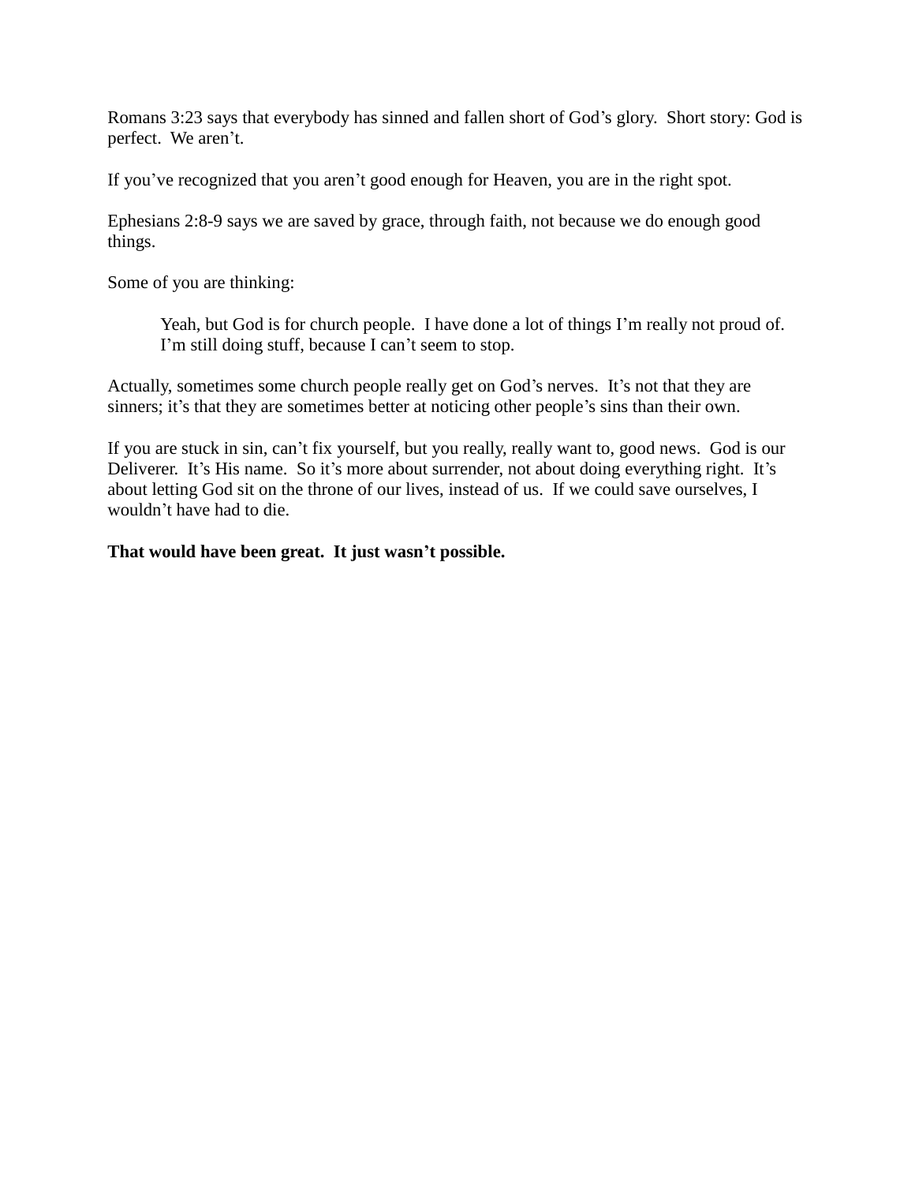Romans 3:23 says that everybody has sinned and fallen short of God's glory.  Short story: God is perfect.  We aren't.

If you've recognized that you aren't good enough for Heaven, you are in the right spot.

Ephesians 2:8-9 says we are saved by grace, through faith, not because we do enough good things.

Some of you are thinking:

> Yeah, but God is for church people.  I have done a lot of things I'm really not proud of.  I'm still doing stuff, because I can't seem to stop.

Actually, sometimes some church people really get on God's nerves.  It's not that they are sinners; it's that they are sometimes better at noticing other people's sins than their own.

If you are stuck in sin, can't fix yourself, but you really, really want to, good news.  God is our Deliverer.  It's His name.  So it's more about surrender, not about doing everything right.  It's about letting God sit on the throne of our lives, instead of us.  If we could save ourselves, I wouldn't have had to die.

**That would have been great.  It just wasn't possible.**